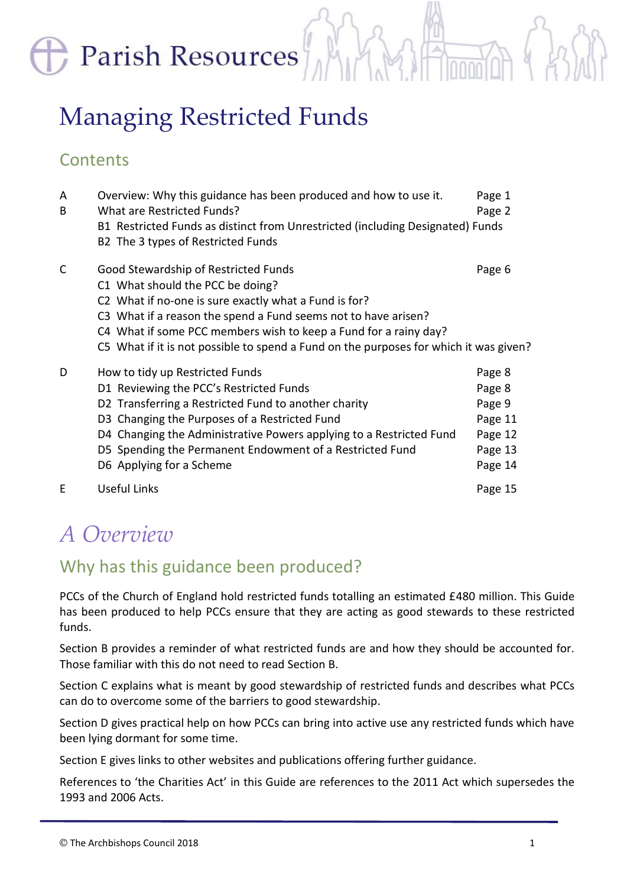Parish Resources

# Managing Restricted Funds

## Contents

| | | |
|---|---|---|
| A | Overview: Why this guidance has been produced and how to use it. | Page 1 |
| B | What are Restricted Funds? | Page 2 |
| | B1 Restricted Funds as distinct from Unrestricted (including Designated) Funds | |
| | B2 The 3 types of Restricted Funds | |
| C | Good Stewardship of Restricted Funds | Page 6 |
| | C1 What should the PCC be doing? | |
| | C2 What if no-one is sure exactly what a Fund is for? | |
| | C3 What if a reason the spend a Fund seems not to have arisen? | |
| | C4 What if some PCC members wish to keep a Fund for a rainy day? | |
| | C5 What if it is not possible to spend a Fund on the purposes for which it was given? | |
| D | How to tidy up Restricted Funds | Page 8 |
| | D1 Reviewing the PCC's Restricted Funds | Page 8 |
| | D2 Transferring a Restricted Fund to another charity | Page 9 |
| | D3 Changing the Purposes of a Restricted Fund | Page 11 |
| | D4 Changing the Administrative Powers applying to a Restricted Fund | Page 12 |
| | D5 Spending the Permanent Endowment of a Restricted Fund | Page 13 |
| | D6 Applying for a Scheme | Page 14 |
| E | Useful Links | Page 15 |

# *A Overview*

## Why has this guidance been produced?

PCCs of the Church of England hold restricted funds totalling an estimated £480 million. This Guide has been produced to help PCCs ensure that they are acting as good stewards to these restricted funds.

Section B provides a reminder of what restricted funds are and how they should be accounted for. Those familiar with this do not need to read Section B.

Section C explains what is meant by good stewardship of restricted funds and describes what PCCs can do to overcome some of the barriers to good stewardship.

Section D gives practical help on how PCCs can bring into active use any restricted funds which have been lying dormant for some time.

Section E gives links to other websites and publications offering further guidance.

References to 'the Charities Act' in this Guide are references to the 2011 Act which supersedes the 1993 and 2006 Acts.

© The Archbishops Council 2018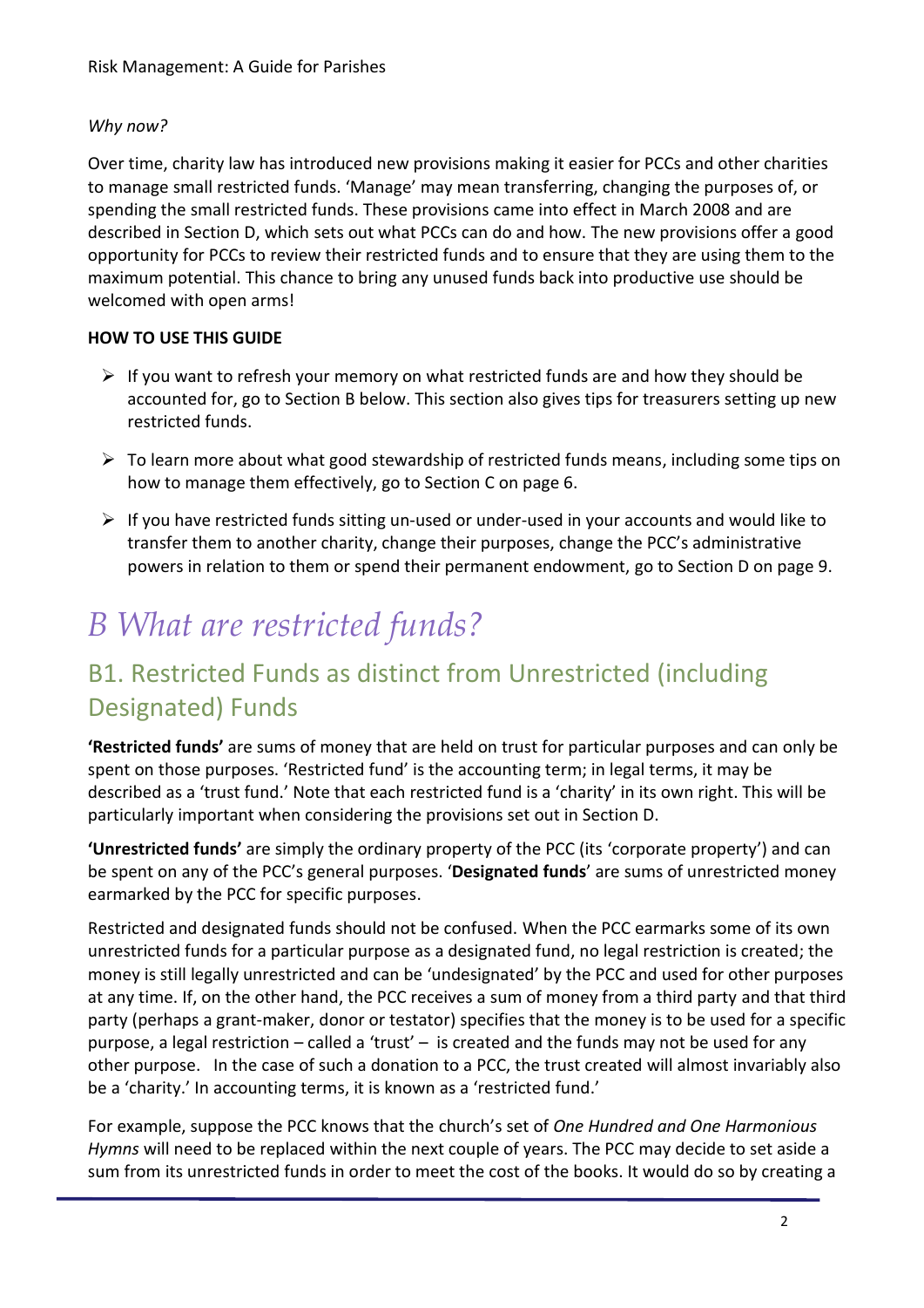*Why now?*

Over time, charity law has introduced new provisions making it easier for PCCs and other charities to manage small restricted funds. 'Manage' may mean transferring, changing the purposes of, or spending the small restricted funds. These provisions came into effect in March 2008 and are described in Section D, which sets out what PCCs can do and how. The new provisions offer a good opportunity for PCCs to review their restricted funds and to ensure that they are using them to the maximum potential. This chance to bring any unused funds back into productive use should be welcomed with open arms!

**HOW TO USE THIS GUIDE**

- If you want to refresh your memory on what restricted funds are and how they should be accounted for, go to Section B below. This section also gives tips for treasurers setting up new restricted funds.
- To learn more about what good stewardship of restricted funds means, including some tips on how to manage them effectively, go to Section C on page 6.
- If you have restricted funds sitting un-used or under-used in your accounts and would like to transfer them to another charity, change their purposes, change the PCC's administrative powers in relation to them or spend their permanent endowment, go to Section D on page 9.

# *B What are restricted funds?*

## B1. Restricted Funds as distinct from Unrestricted (including Designated) Funds

**'Restricted funds'** are sums of money that are held on trust for particular purposes and can only be spent on those purposes. 'Restricted fund' is the accounting term; in legal terms, it may be described as a 'trust fund.' Note that each restricted fund is a 'charity' in its own right. This will be particularly important when considering the provisions set out in Section D.

**'Unrestricted funds'** are simply the ordinary property of the PCC (its 'corporate property') and can be spent on any of the PCC's general purposes. '**Designated funds**' are sums of unrestricted money earmarked by the PCC for specific purposes.

Restricted and designated funds should not be confused. When the PCC earmarks some of its own unrestricted funds for a particular purpose as a designated fund, no legal restriction is created; the money is still legally unrestricted and can be 'undesignated' by the PCC and used for other purposes at any time. If, on the other hand, the PCC receives a sum of money from a third party and that third party (perhaps a grant-maker, donor or testator) specifies that the money is to be used for a specific purpose, a legal restriction – called a 'trust' – is created and the funds may not be used for any other purpose. In the case of such a donation to a PCC, the trust created will almost invariably also be a 'charity.' In accounting terms, it is known as a 'restricted fund.'

For example, suppose the PCC knows that the church's set of *One Hundred and One Harmonious Hymns* will need to be replaced within the next couple of years. The PCC may decide to set aside a sum from its unrestricted funds in order to meet the cost of the books. It would do so by creating a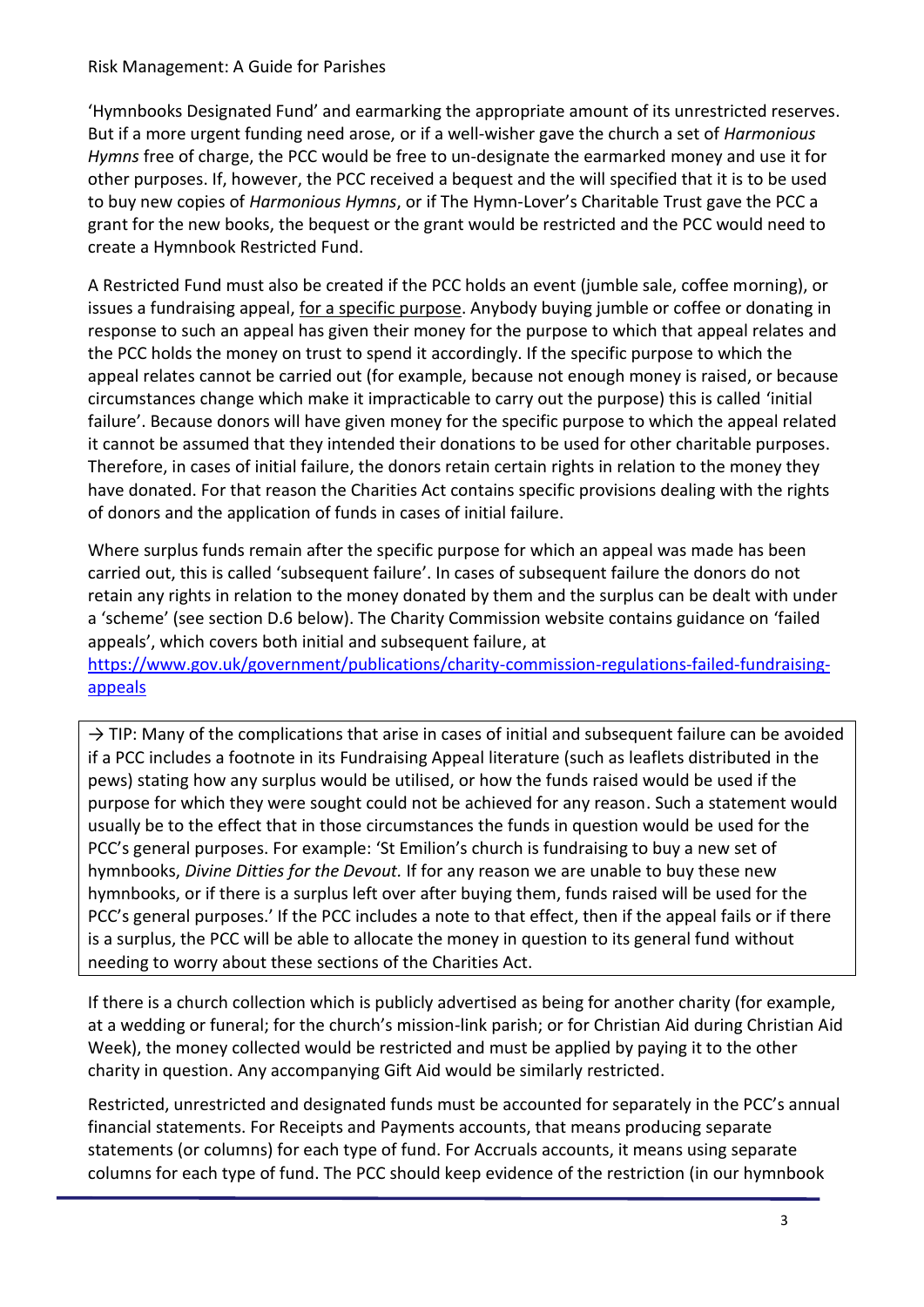'Hymnbooks Designated Fund' and earmarking the appropriate amount of its unrestricted reserves. But if a more urgent funding need arose, or if a well-wisher gave the church a set of *Harmonious Hymns* free of charge, the PCC would be free to un-designate the earmarked money and use it for other purposes. If, however, the PCC received a bequest and the will specified that it is to be used to buy new copies of *Harmonious Hymns*, or if The Hymn-Lover's Charitable Trust gave the PCC a grant for the new books, the bequest or the grant would be restricted and the PCC would need to create a Hymnbook Restricted Fund.

A Restricted Fund must also be created if the PCC holds an event (jumble sale, coffee morning), or issues a fundraising appeal, <u>for a specific purpose</u>. Anybody buying jumble or coffee or donating in response to such an appeal has given their money for the purpose to which that appeal relates and the PCC holds the money on trust to spend it accordingly. If the specific purpose to which the appeal relates cannot be carried out (for example, because not enough money is raised, or because circumstances change which make it impracticable to carry out the purpose) this is called 'initial failure'. Because donors will have given money for the specific purpose to which the appeal related it cannot be assumed that they intended their donations to be used for other charitable purposes. Therefore, in cases of initial failure, the donors retain certain rights in relation to the money they have donated. For that reason the Charities Act contains specific provisions dealing with the rights of donors and the application of funds in cases of initial failure.

Where surplus funds remain after the specific purpose for which an appeal was made has been carried out, this is called 'subsequent failure'. In cases of subsequent failure the donors do not retain any rights in relation to the money donated by them and the surplus can be dealt with under a 'scheme' (see section D.6 below). The Charity Commission website contains guidance on 'failed appeals', which covers both initial and subsequent failure, at [https://www.gov.uk/government/publications/charity-commission-regulations-failed-fundraising-appeals](https://www.gov.uk/government/publications/charity-commission-regulations-failed-fundraising-appeals)

> → TIP: Many of the complications that arise in cases of initial and subsequent failure can be avoided if a PCC includes a footnote in its Fundraising Appeal literature (such as leaflets distributed in the pews) stating how any surplus would be utilised, or how the funds raised would be used if the purpose for which they were sought could not be achieved for any reason. Such a statement would usually be to the effect that in those circumstances the funds in question would be used for the PCC's general purposes. For example: 'St Emilion's church is fundraising to buy a new set of hymnbooks, *Divine Ditties for the Devout.* If for any reason we are unable to buy these new hymnbooks, or if there is a surplus left over after buying them, funds raised will be used for the PCC's general purposes.' If the PCC includes a note to that effect, then if the appeal fails or if there is a surplus, the PCC will be able to allocate the money in question to its general fund without needing to worry about these sections of the Charities Act.

If there is a church collection which is publicly advertised as being for another charity (for example, at a wedding or funeral; for the church's mission-link parish; or for Christian Aid during Christian Aid Week), the money collected would be restricted and must be applied by paying it to the other charity in question. Any accompanying Gift Aid would be similarly restricted.

Restricted, unrestricted and designated funds must be accounted for separately in the PCC's annual financial statements. For Receipts and Payments accounts, that means producing separate statements (or columns) for each type of fund. For Accruals accounts, it means using separate columns for each type of fund. The PCC should keep evidence of the restriction (in our hymnbook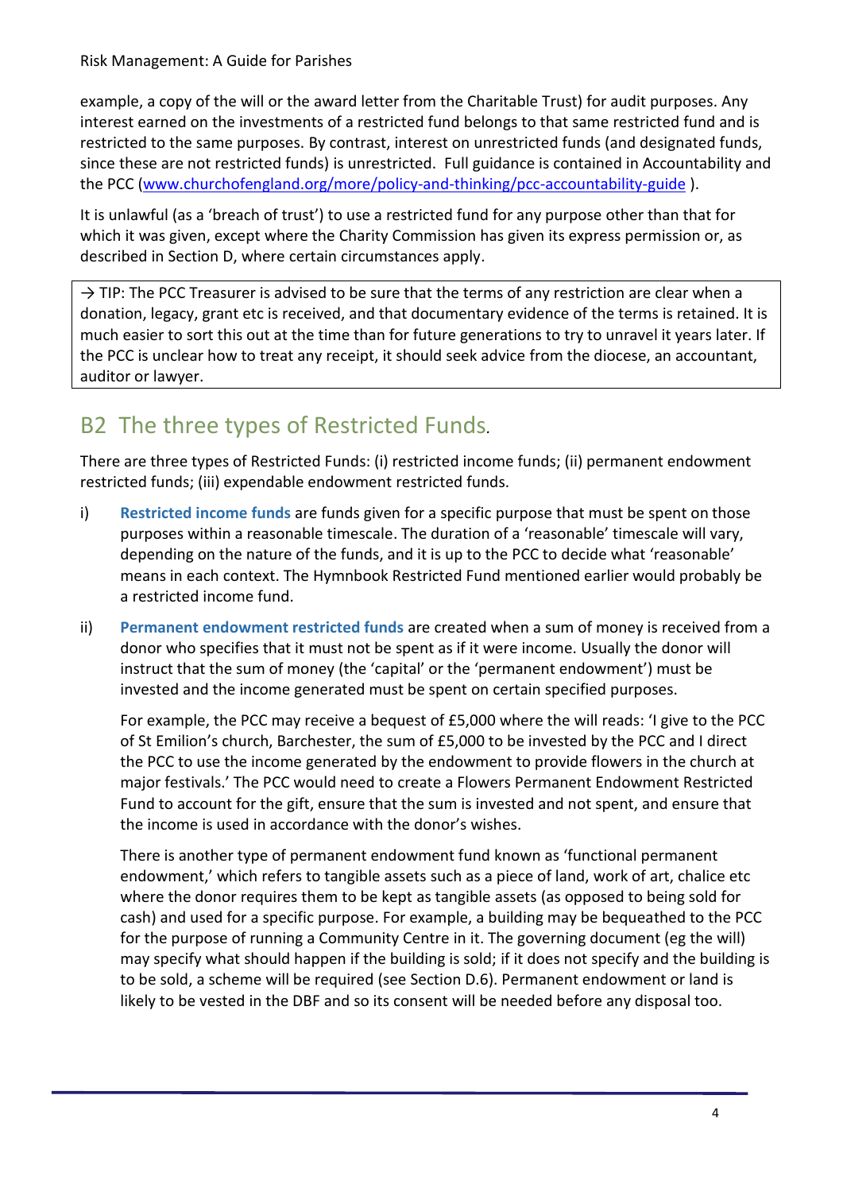example, a copy of the will or the award letter from the Charitable Trust) for audit purposes. Any interest earned on the investments of a restricted fund belongs to that same restricted fund and is restricted to the same purposes. By contrast, interest on unrestricted funds (and designated funds, since these are not restricted funds) is unrestricted. Full guidance is contained in Accountability and the PCC ([www.churchofengland.org/more/policy-and-thinking/pcc-accountability-guide](www.churchofengland.org/more/policy-and-thinking/pcc-accountability-guide) ).

It is unlawful (as a 'breach of trust') to use a restricted fund for any purpose other than that for which it was given, except where the Charity Commission has given its express permission or, as described in Section D, where certain circumstances apply.

> → TIP: The PCC Treasurer is advised to be sure that the terms of any restriction are clear when a donation, legacy, grant etc is received, and that documentary evidence of the terms is retained. It is much easier to sort this out at the time than for future generations to try to unravel it years later. If the PCC is unclear how to treat any receipt, it should seek advice from the diocese, an accountant, auditor or lawyer.

## B2 The three types of Restricted Funds.

There are three types of Restricted Funds: (i) restricted income funds; (ii) permanent endowment restricted funds; (iii) expendable endowment restricted funds.

i) **Restricted income funds** are funds given for a specific purpose that must be spent on those purposes within a reasonable timescale. The duration of a 'reasonable' timescale will vary, depending on the nature of the funds, and it is up to the PCC to decide what 'reasonable' means in each context. The Hymnbook Restricted Fund mentioned earlier would probably be a restricted income fund.

ii) **Permanent endowment restricted funds** are created when a sum of money is received from a donor who specifies that it must not be spent as if it were income. Usually the donor will instruct that the sum of money (the 'capital' or the 'permanent endowment') must be invested and the income generated must be spent on certain specified purposes.

   For example, the PCC may receive a bequest of £5,000 where the will reads: 'I give to the PCC of St Emilion's church, Barchester, the sum of £5,000 to be invested by the PCC and I direct the PCC to use the income generated by the endowment to provide flowers in the church at major festivals.' The PCC would need to create a Flowers Permanent Endowment Restricted Fund to account for the gift, ensure that the sum is invested and not spent, and ensure that the income is used in accordance with the donor's wishes.

   There is another type of permanent endowment fund known as 'functional permanent endowment,' which refers to tangible assets such as a piece of land, work of art, chalice etc where the donor requires them to be kept as tangible assets (as opposed to being sold for cash) and used for a specific purpose. For example, a building may be bequeathed to the PCC for the purpose of running a Community Centre in it. The governing document (eg the will) may specify what should happen if the building is sold; if it does not specify and the building is to be sold, a scheme will be required (see Section D.6). Permanent endowment or land is likely to be vested in the DBF and so its consent will be needed before any disposal too.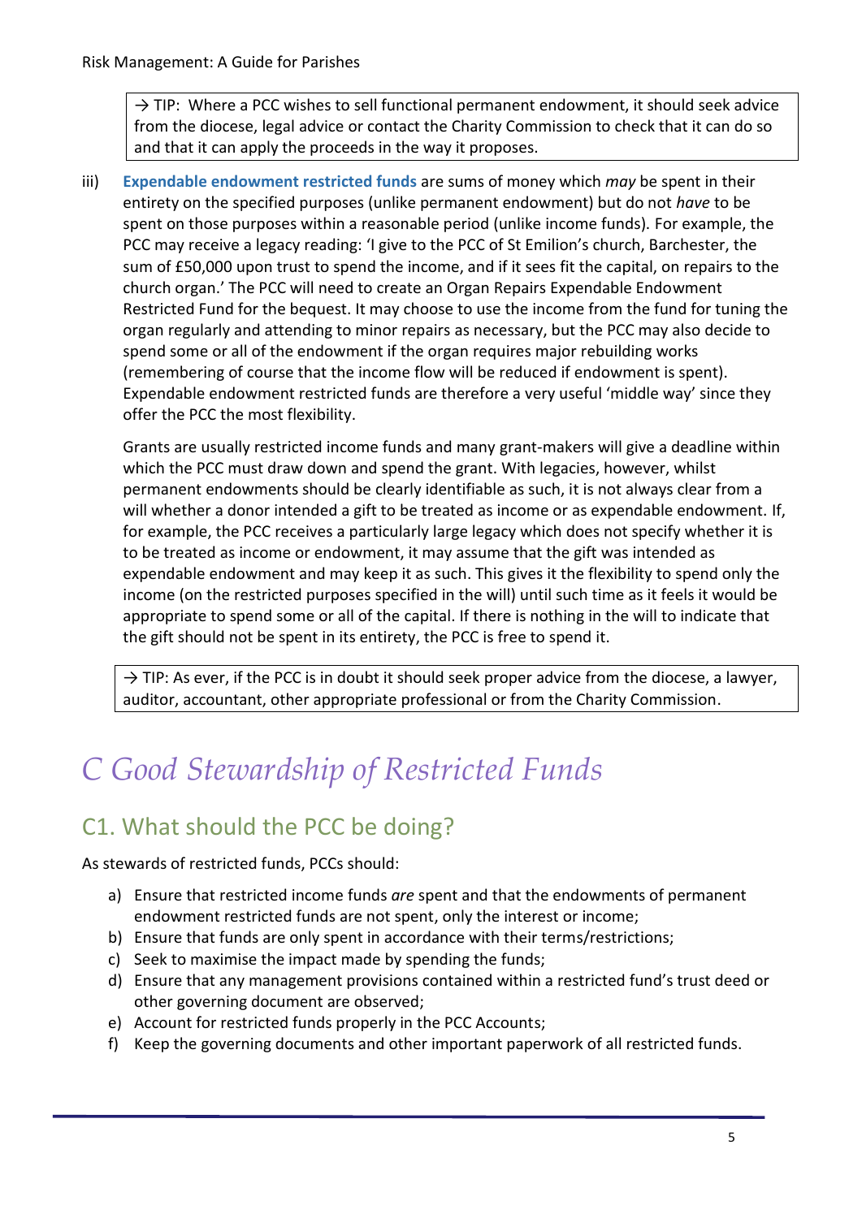→ TIP: Where a PCC wishes to sell functional permanent endowment, it should seek advice from the diocese, legal advice or contact the Charity Commission to check that it can do so and that it can apply the proceeds in the way it proposes.

iii) **Expendable endowment restricted funds** are sums of money which *may* be spent in their entirety on the specified purposes (unlike permanent endowment) but do not *have* to be spent on those purposes within a reasonable period (unlike income funds). For example, the PCC may receive a legacy reading: 'I give to the PCC of St Emilion's church, Barchester, the sum of £50,000 upon trust to spend the income, and if it sees fit the capital, on repairs to the church organ.' The PCC will need to create an Organ Repairs Expendable Endowment Restricted Fund for the bequest. It may choose to use the income from the fund for tuning the organ regularly and attending to minor repairs as necessary, but the PCC may also decide to spend some or all of the endowment if the organ requires major rebuilding works (remembering of course that the income flow will be reduced if endowment is spent). Expendable endowment restricted funds are therefore a very useful 'middle way' since they offer the PCC the most flexibility.

Grants are usually restricted income funds and many grant-makers will give a deadline within which the PCC must draw down and spend the grant. With legacies, however, whilst permanent endowments should be clearly identifiable as such, it is not always clear from a will whether a donor intended a gift to be treated as income or as expendable endowment. If, for example, the PCC receives a particularly large legacy which does not specify whether it is to be treated as income or endowment, it may assume that the gift was intended as expendable endowment and may keep it as such. This gives it the flexibility to spend only the income (on the restricted purposes specified in the will) until such time as it feels it would be appropriate to spend some or all of the capital. If there is nothing in the will to indicate that the gift should not be spent in its entirety, the PCC is free to spend it.

→ TIP: As ever, if the PCC is in doubt it should seek proper advice from the diocese, a lawyer, auditor, accountant, other appropriate professional or from the Charity Commission.

# *C Good Stewardship of Restricted Funds*

## C1. What should the PCC be doing?

As stewards of restricted funds, PCCs should:

a) Ensure that restricted income funds *are* spent and that the endowments of permanent endowment restricted funds are not spent, only the interest or income;
b) Ensure that funds are only spent in accordance with their terms/restrictions;
c) Seek to maximise the impact made by spending the funds;
d) Ensure that any management provisions contained within a restricted fund's trust deed or other governing document are observed;
e) Account for restricted funds properly in the PCC Accounts;
f) Keep the governing documents and other important paperwork of all restricted funds.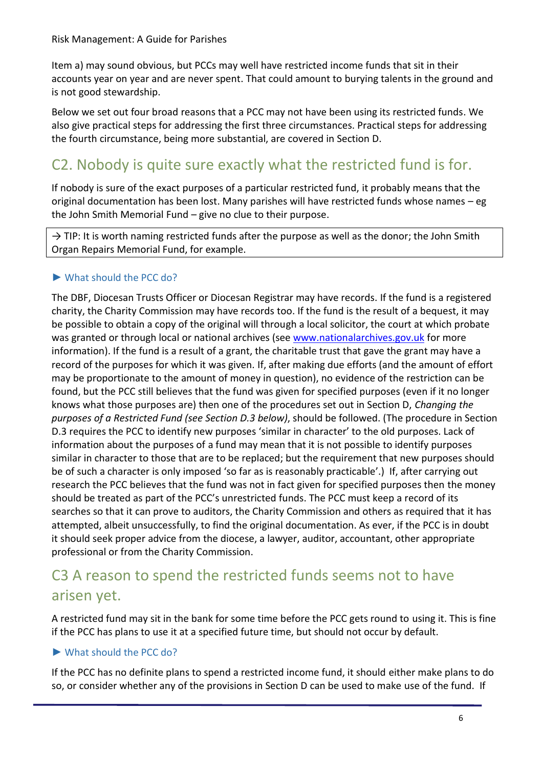Item a) may sound obvious, but PCCs may well have restricted income funds that sit in their accounts year on year and are never spent. That could amount to burying talents in the ground and is not good stewardship.

Below we set out four broad reasons that a PCC may not have been using its restricted funds. We also give practical steps for addressing the first three circumstances. Practical steps for addressing the fourth circumstance, being more substantial, are covered in Section D.

## C2. Nobody is quite sure exactly what the restricted fund is for.

If nobody is sure of the exact purposes of a particular restricted fund, it probably means that the original documentation has been lost. Many parishes will have restricted funds whose names – eg the John Smith Memorial Fund – give no clue to their purpose.

> → TIP: It is worth naming restricted funds after the purpose as well as the donor; the John Smith Organ Repairs Memorial Fund, for example.

### ► What should the PCC do?

The DBF, Diocesan Trusts Officer or Diocesan Registrar may have records. If the fund is a registered charity, the Charity Commission may have records too. If the fund is the result of a bequest, it may be possible to obtain a copy of the original will through a local solicitor, the court at which probate was granted or through local or national archives (see www.nationalarchives.gov.uk for more information). If the fund is a result of a grant, the charitable trust that gave the grant may have a record of the purposes for which it was given. If, after making due efforts (and the amount of effort may be proportionate to the amount of money in question), no evidence of the restriction can be found, but the PCC still believes that the fund was given for specified purposes (even if it no longer knows what those purposes are) then one of the procedures set out in Section D, *Changing the purposes of a Restricted Fund (see Section D.3 below)*, should be followed. (The procedure in Section D.3 requires the PCC to identify new purposes 'similar in character' to the old purposes. Lack of information about the purposes of a fund may mean that it is not possible to identify purposes similar in character to those that are to be replaced; but the requirement that new purposes should be of such a character is only imposed 'so far as is reasonably practicable'.) If, after carrying out research the PCC believes that the fund was not in fact given for specified purposes then the money should be treated as part of the PCC's unrestricted funds. The PCC must keep a record of its searches so that it can prove to auditors, the Charity Commission and others as required that it has attempted, albeit unsuccessfully, to find the original documentation. As ever, if the PCC is in doubt it should seek proper advice from the diocese, a lawyer, auditor, accountant, other appropriate professional or from the Charity Commission.

## C3 A reason to spend the restricted funds seems not to have arisen yet.

A restricted fund may sit in the bank for some time before the PCC gets round to using it. This is fine if the PCC has plans to use it at a specified future time, but should not occur by default.

### ► What should the PCC do?

If the PCC has no definite plans to spend a restricted income fund, it should either make plans to do so, or consider whether any of the provisions in Section D can be used to make use of the fund. If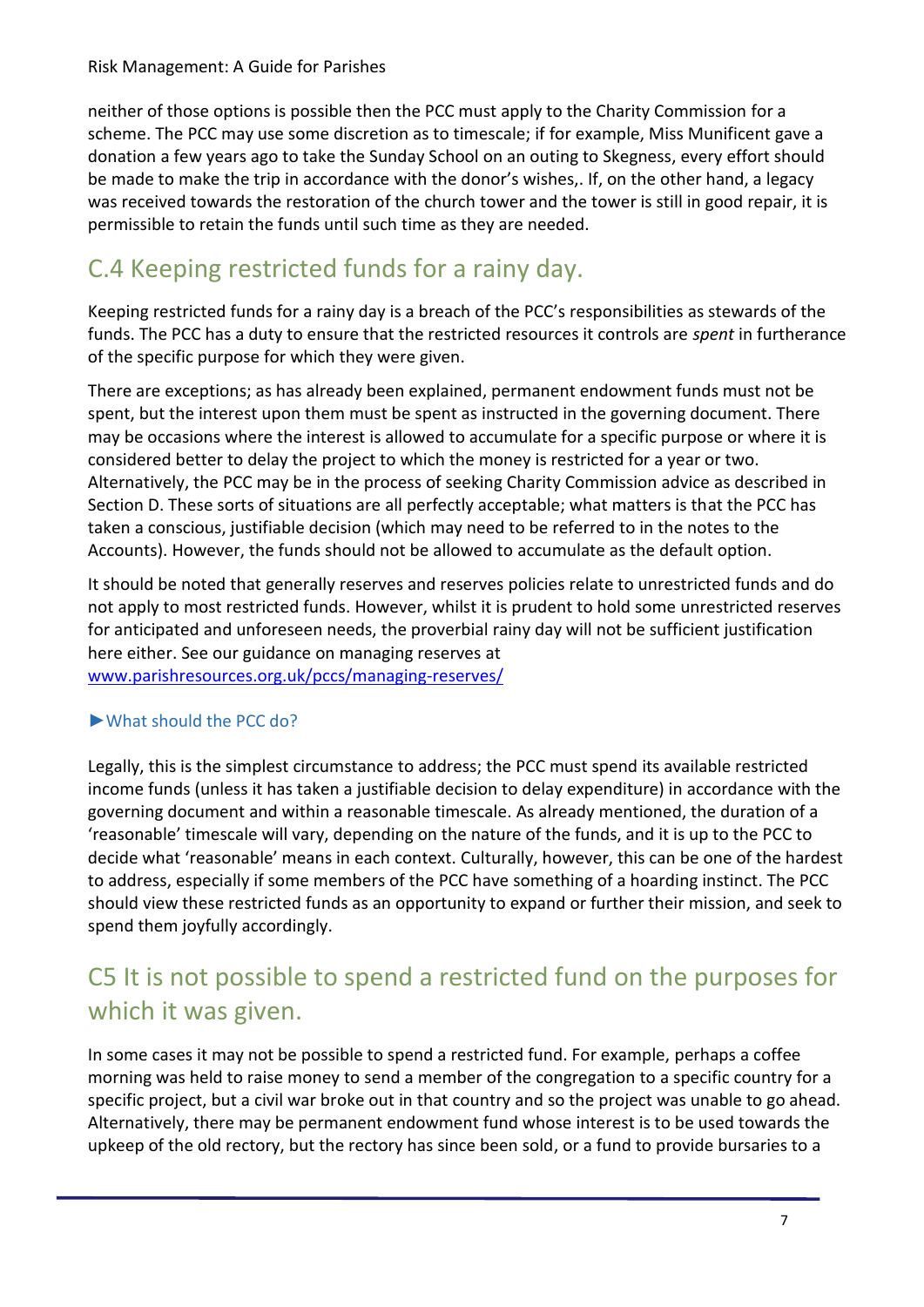neither of those options is possible then the PCC must apply to the Charity Commission for a scheme. The PCC may use some discretion as to timescale; if for example, Miss Munificent gave a donation a few years ago to take the Sunday School on an outing to Skegness, every effort should be made to make the trip in accordance with the donor's wishes,. If, on the other hand, a legacy was received towards the restoration of the church tower and the tower is still in good repair, it is permissible to retain the funds until such time as they are needed.

## C.4 Keeping restricted funds for a rainy day.

Keeping restricted funds for a rainy day is a breach of the PCC's responsibilities as stewards of the funds. The PCC has a duty to ensure that the restricted resources it controls are *spent* in furtherance of the specific purpose for which they were given.

There are exceptions; as has already been explained, permanent endowment funds must not be spent, but the interest upon them must be spent as instructed in the governing document. There may be occasions where the interest is allowed to accumulate for a specific purpose or where it is considered better to delay the project to which the money is restricted for a year or two. Alternatively, the PCC may be in the process of seeking Charity Commission advice as described in Section D. These sorts of situations are all perfectly acceptable; what matters is that the PCC has taken a conscious, justifiable decision (which may need to be referred to in the notes to the Accounts). However, the funds should not be allowed to accumulate as the default option.

It should be noted that generally reserves and reserves policies relate to unrestricted funds and do not apply to most restricted funds. However, whilst it is prudent to hold some unrestricted reserves for anticipated and unforeseen needs, the proverbial rainy day will not be sufficient justification here either. See our guidance on managing reserves at [www.parishresources.org.uk/pccs/managing-reserves/](www.parishresources.org.uk/pccs/managing-reserves/)

### ►What should the PCC do?

Legally, this is the simplest circumstance to address; the PCC must spend its available restricted income funds (unless it has taken a justifiable decision to delay expenditure) in accordance with the governing document and within a reasonable timescale. As already mentioned, the duration of a 'reasonable' timescale will vary, depending on the nature of the funds, and it is up to the PCC to decide what 'reasonable' means in each context. Culturally, however, this can be one of the hardest to address, especially if some members of the PCC have something of a hoarding instinct. The PCC should view these restricted funds as an opportunity to expand or further their mission, and seek to spend them joyfully accordingly.

## C5 It is not possible to spend a restricted fund on the purposes for which it was given.

In some cases it may not be possible to spend a restricted fund. For example, perhaps a coffee morning was held to raise money to send a member of the congregation to a specific country for a specific project, but a civil war broke out in that country and so the project was unable to go ahead. Alternatively, there may be permanent endowment fund whose interest is to be used towards the upkeep of the old rectory, but the rectory has since been sold, or a fund to provide bursaries to a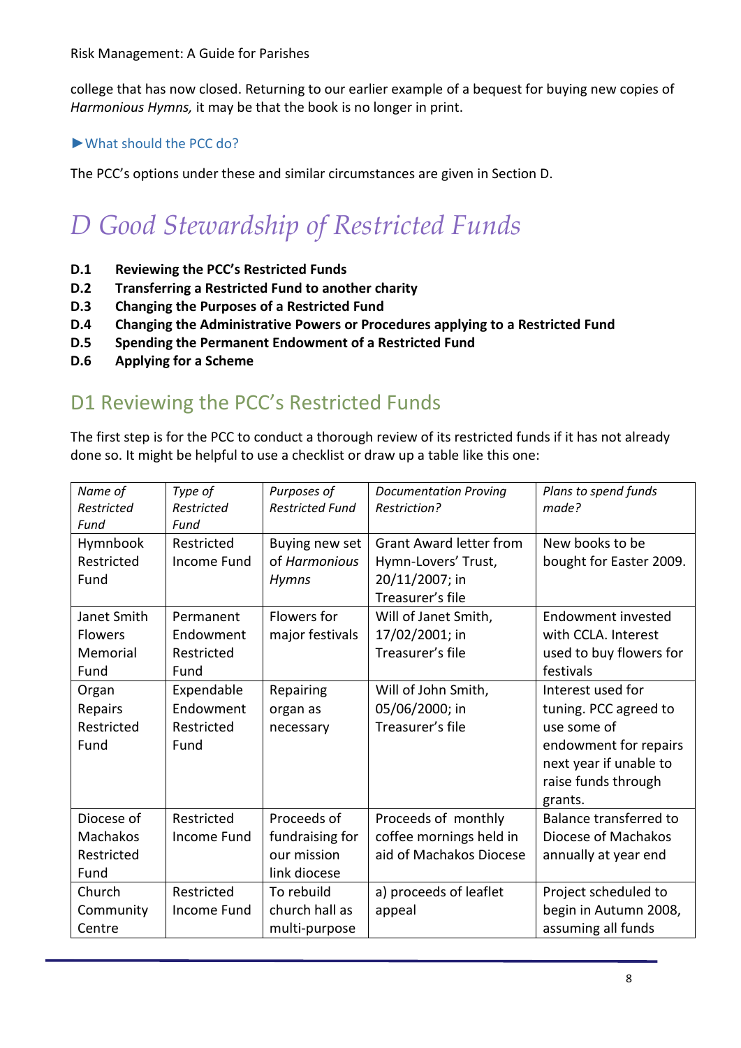college that has now closed. Returning to our earlier example of a bequest for buying new copies of *Harmonious Hymns,* it may be that the book is no longer in print.

►What should the PCC do?

The PCC's options under these and similar circumstances are given in Section D.

# D Good Stewardship of Restricted Funds

**D.1 Reviewing the PCC's Restricted Funds**
**D.2 Transferring a Restricted Fund to another charity**
**D.3 Changing the Purposes of a Restricted Fund**
**D.4 Changing the Administrative Powers or Procedures applying to a Restricted Fund**
**D.5 Spending the Permanent Endowment of a Restricted Fund**
**D.6 Applying for a Scheme**

## D1 Reviewing the PCC's Restricted Funds

The first step is for the PCC to conduct a thorough review of its restricted funds if it has not already done so. It might be helpful to use a checklist or draw up a table like this one:

| *Name of Restricted Fund* | *Type of Restricted Fund* | *Purposes of Restricted Fund* | *Documentation Proving Restriction?* | *Plans to spend funds made?* |
|---|---|---|---|---|
| Hymnbook Restricted Fund | Restricted Income Fund | Buying new set of *Harmonious Hymns* | Grant Award letter from Hymn-Lovers' Trust, 20/11/2007; in Treasurer's file | New books to be bought for Easter 2009. |
| Janet Smith Flowers Memorial Fund | Permanent Endowment Restricted Fund | Flowers for major festivals | Will of Janet Smith, 17/02/2001; in Treasurer's file | Endowment invested with CCLA. Interest used to buy flowers for festivals |
| Organ Repairs Restricted Fund | Expendable Endowment Restricted Fund | Repairing organ as necessary | Will of John Smith, 05/06/2000; in Treasurer's file | Interest used for tuning. PCC agreed to use some of endowment for repairs next year if unable to raise funds through grants. |
| Diocese of Machakos Restricted Fund | Restricted Income Fund | Proceeds of fundraising for our mission link diocese | Proceeds of monthly coffee mornings held in aid of Machakos Diocese | Balance transferred to Diocese of Machakos annually at year end |
| Church Community Centre | Restricted Income Fund | To rebuild church hall as multi-purpose | a) proceeds of leaflet appeal | Project scheduled to begin in Autumn 2008, assuming all funds |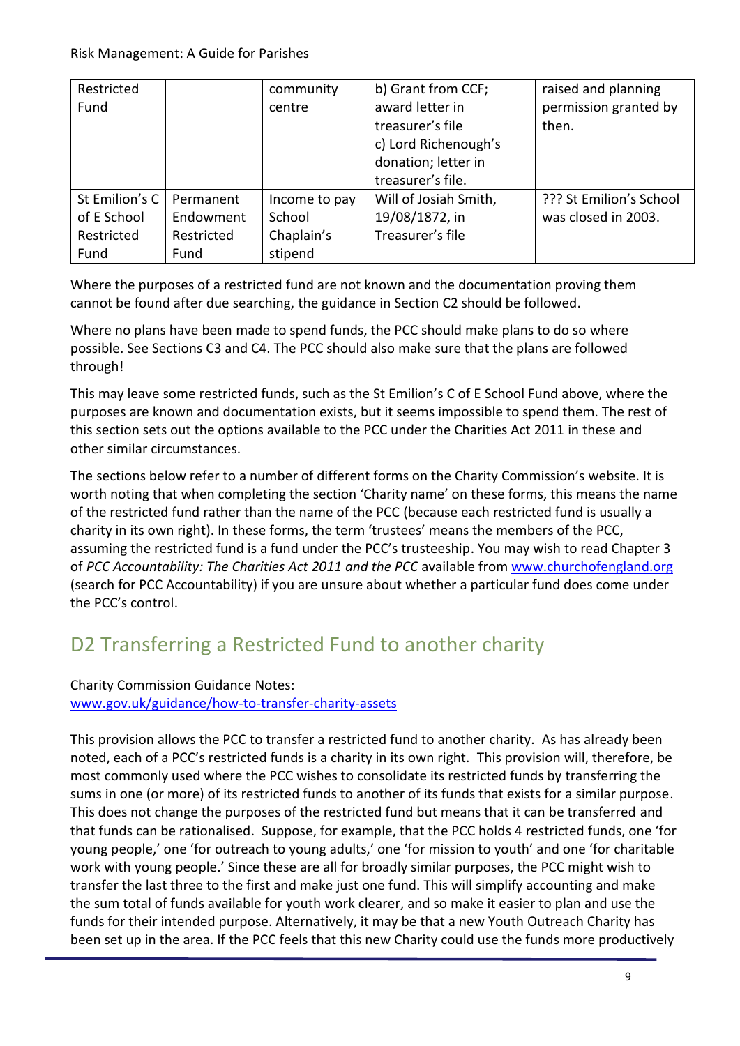| Restricted Fund | | community centre | b) Grant from CCF; award letter in treasurer's file<br>c) Lord Richenough's donation; letter in treasurer's file. | raised and planning permission granted by then. |
|---|---|---|---|---|
| St Emilion's C of E School Restricted Fund | Permanent Endowment Restricted Fund | Income to pay School Chaplain's stipend | Will of Josiah Smith, 19/08/1872, in Treasurer's file | ??? St Emilion's School was closed in 2003. |

Where the purposes of a restricted fund are not known and the documentation proving them cannot be found after due searching, the guidance in Section C2 should be followed.

Where no plans have been made to spend funds, the PCC should make plans to do so where possible. See Sections C3 and C4. The PCC should also make sure that the plans are followed through!

This may leave some restricted funds, such as the St Emilion's C of E School Fund above, where the purposes are known and documentation exists, but it seems impossible to spend them. The rest of this section sets out the options available to the PCC under the Charities Act 2011 in these and other similar circumstances.

The sections below refer to a number of different forms on the Charity Commission's website. It is worth noting that when completing the section 'Charity name' on these forms, this means the name of the restricted fund rather than the name of the PCC (because each restricted fund is usually a charity in its own right). In these forms, the term 'trustees' means the members of the PCC, assuming the restricted fund is a fund under the PCC's trusteeship. You may wish to read Chapter 3 of *PCC Accountability: The Charities Act 2011 and the PCC* available from www.churchofengland.org (search for PCC Accountability) if you are unsure about whether a particular fund does come under the PCC's control.

## D2 Transferring a Restricted Fund to another charity

Charity Commission Guidance Notes:
www.gov.uk/guidance/how-to-transfer-charity-assets

This provision allows the PCC to transfer a restricted fund to another charity. As has already been noted, each of a PCC's restricted funds is a charity in its own right. This provision will, therefore, be most commonly used where the PCC wishes to consolidate its restricted funds by transferring the sums in one (or more) of its restricted funds to another of its funds that exists for a similar purpose. This does not change the purposes of the restricted fund but means that it can be transferred and that funds can be rationalised. Suppose, for example, that the PCC holds 4 restricted funds, one 'for young people,' one 'for outreach to young adults,' one 'for mission to youth' and one 'for charitable work with young people.' Since these are all for broadly similar purposes, the PCC might wish to transfer the last three to the first and make just one fund. This will simplify accounting and make the sum total of funds available for youth work clearer, and so make it easier to plan and use the funds for their intended purpose. Alternatively, it may be that a new Youth Outreach Charity has been set up in the area. If the PCC feels that this new Charity could use the funds more productively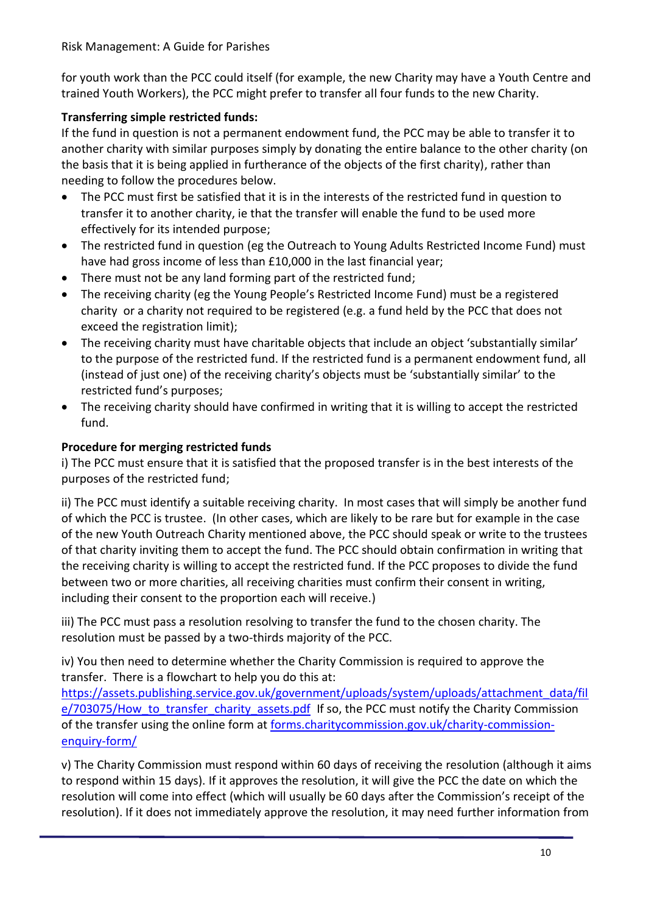for youth work than the PCC could itself (for example, the new Charity may have a Youth Centre and trained Youth Workers), the PCC might prefer to transfer all four funds to the new Charity.

**Transferring simple restricted funds:**

If the fund in question is not a permanent endowment fund, the PCC may be able to transfer it to another charity with similar purposes simply by donating the entire balance to the other charity (on the basis that it is being applied in furtherance of the objects of the first charity), rather than needing to follow the procedures below.

- The PCC must first be satisfied that it is in the interests of the restricted fund in question to transfer it to another charity, ie that the transfer will enable the fund to be used more effectively for its intended purpose;
- The restricted fund in question (eg the Outreach to Young Adults Restricted Income Fund) must have had gross income of less than £10,000 in the last financial year;
- There must not be any land forming part of the restricted fund;
- The receiving charity (eg the Young People's Restricted Income Fund) must be a registered charity or a charity not required to be registered (e.g. a fund held by the PCC that does not exceed the registration limit);
- The receiving charity must have charitable objects that include an object 'substantially similar' to the purpose of the restricted fund. If the restricted fund is a permanent endowment fund, all (instead of just one) of the receiving charity's objects must be 'substantially similar' to the restricted fund's purposes;
- The receiving charity should have confirmed in writing that it is willing to accept the restricted fund.

**Procedure for merging restricted funds**

i) The PCC must ensure that it is satisfied that the proposed transfer is in the best interests of the purposes of the restricted fund;

ii) The PCC must identify a suitable receiving charity. In most cases that will simply be another fund of which the PCC is trustee. (In other cases, which are likely to be rare but for example in the case of the new Youth Outreach Charity mentioned above, the PCC should speak or write to the trustees of that charity inviting them to accept the fund. The PCC should obtain confirmation in writing that the receiving charity is willing to accept the restricted fund. If the PCC proposes to divide the fund between two or more charities, all receiving charities must confirm their consent in writing, including their consent to the proportion each will receive.)

iii) The PCC must pass a resolution resolving to transfer the fund to the chosen charity. The resolution must be passed by a two-thirds majority of the PCC.

iv) You then need to determine whether the Charity Commission is required to approve the transfer. There is a flowchart to help you do this at: [https://assets.publishing.service.gov.uk/government/uploads/system/uploads/attachment_data/file/703075/How_to_transfer_charity_assets.pdf](https://assets.publishing.service.gov.uk/government/uploads/system/uploads/attachment_data/file/703075/How_to_transfer_charity_assets.pdf) If so, the PCC must notify the Charity Commission of the transfer using the online form at [forms.charitycommission.gov.uk/charity-commission-enquiry-form/](forms.charitycommission.gov.uk/charity-commission-enquiry-form/)

v) The Charity Commission must respond within 60 days of receiving the resolution (although it aims to respond within 15 days). If it approves the resolution, it will give the PCC the date on which the resolution will come into effect (which will usually be 60 days after the Commission's receipt of the resolution). If it does not immediately approve the resolution, it may need further information from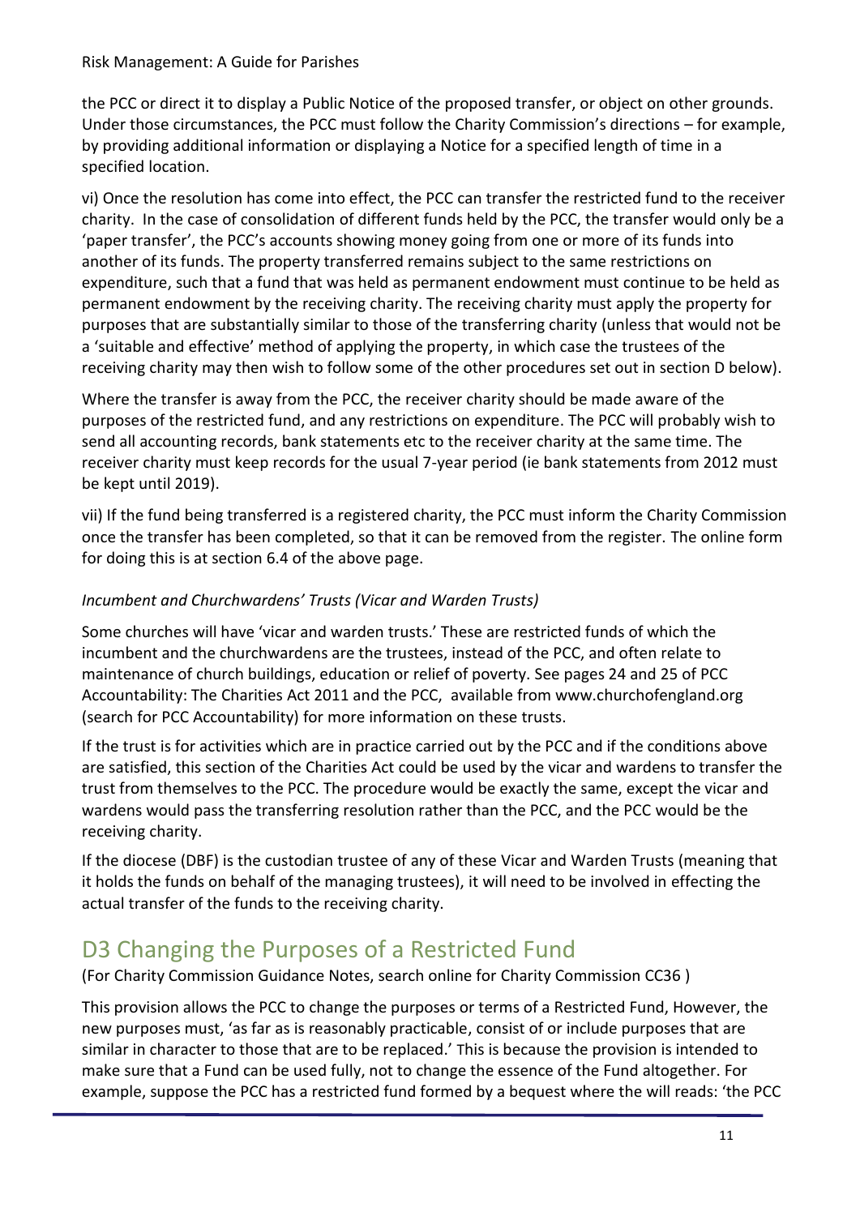the PCC or direct it to display a Public Notice of the proposed transfer, or object on other grounds. Under those circumstances, the PCC must follow the Charity Commission's directions – for example, by providing additional information or displaying a Notice for a specified length of time in a specified location.

vi) Once the resolution has come into effect, the PCC can transfer the restricted fund to the receiver charity. In the case of consolidation of different funds held by the PCC, the transfer would only be a 'paper transfer', the PCC's accounts showing money going from one or more of its funds into another of its funds. The property transferred remains subject to the same restrictions on expenditure, such that a fund that was held as permanent endowment must continue to be held as permanent endowment by the receiving charity. The receiving charity must apply the property for purposes that are substantially similar to those of the transferring charity (unless that would not be a 'suitable and effective' method of applying the property, in which case the trustees of the receiving charity may then wish to follow some of the other procedures set out in section D below).

Where the transfer is away from the PCC, the receiver charity should be made aware of the purposes of the restricted fund, and any restrictions on expenditure. The PCC will probably wish to send all accounting records, bank statements etc to the receiver charity at the same time. The receiver charity must keep records for the usual 7-year period (ie bank statements from 2012 must be kept until 2019).

vii) If the fund being transferred is a registered charity, the PCC must inform the Charity Commission once the transfer has been completed, so that it can be removed from the register. The online form for doing this is at section 6.4 of the above page.

*Incumbent and Churchwardens' Trusts (Vicar and Warden Trusts)*

Some churches will have 'vicar and warden trusts.' These are restricted funds of which the incumbent and the churchwardens are the trustees, instead of the PCC, and often relate to maintenance of church buildings, education or relief of poverty. See pages 24 and 25 of PCC Accountability: The Charities Act 2011 and the PCC, available from www.churchofengland.org (search for PCC Accountability) for more information on these trusts.

If the trust is for activities which are in practice carried out by the PCC and if the conditions above are satisfied, this section of the Charities Act could be used by the vicar and wardens to transfer the trust from themselves to the PCC. The procedure would be exactly the same, except the vicar and wardens would pass the transferring resolution rather than the PCC, and the PCC would be the receiving charity.

If the diocese (DBF) is the custodian trustee of any of these Vicar and Warden Trusts (meaning that it holds the funds on behalf of the managing trustees), it will need to be involved in effecting the actual transfer of the funds to the receiving charity.

## D3 Changing the Purposes of a Restricted Fund

(For Charity Commission Guidance Notes, search online for Charity Commission CC36 )

This provision allows the PCC to change the purposes or terms of a Restricted Fund, However, the new purposes must, 'as far as is reasonably practicable, consist of or include purposes that are similar in character to those that are to be replaced.' This is because the provision is intended to make sure that a Fund can be used fully, not to change the essence of the Fund altogether. For example, suppose the PCC has a restricted fund formed by a bequest where the will reads: 'the PCC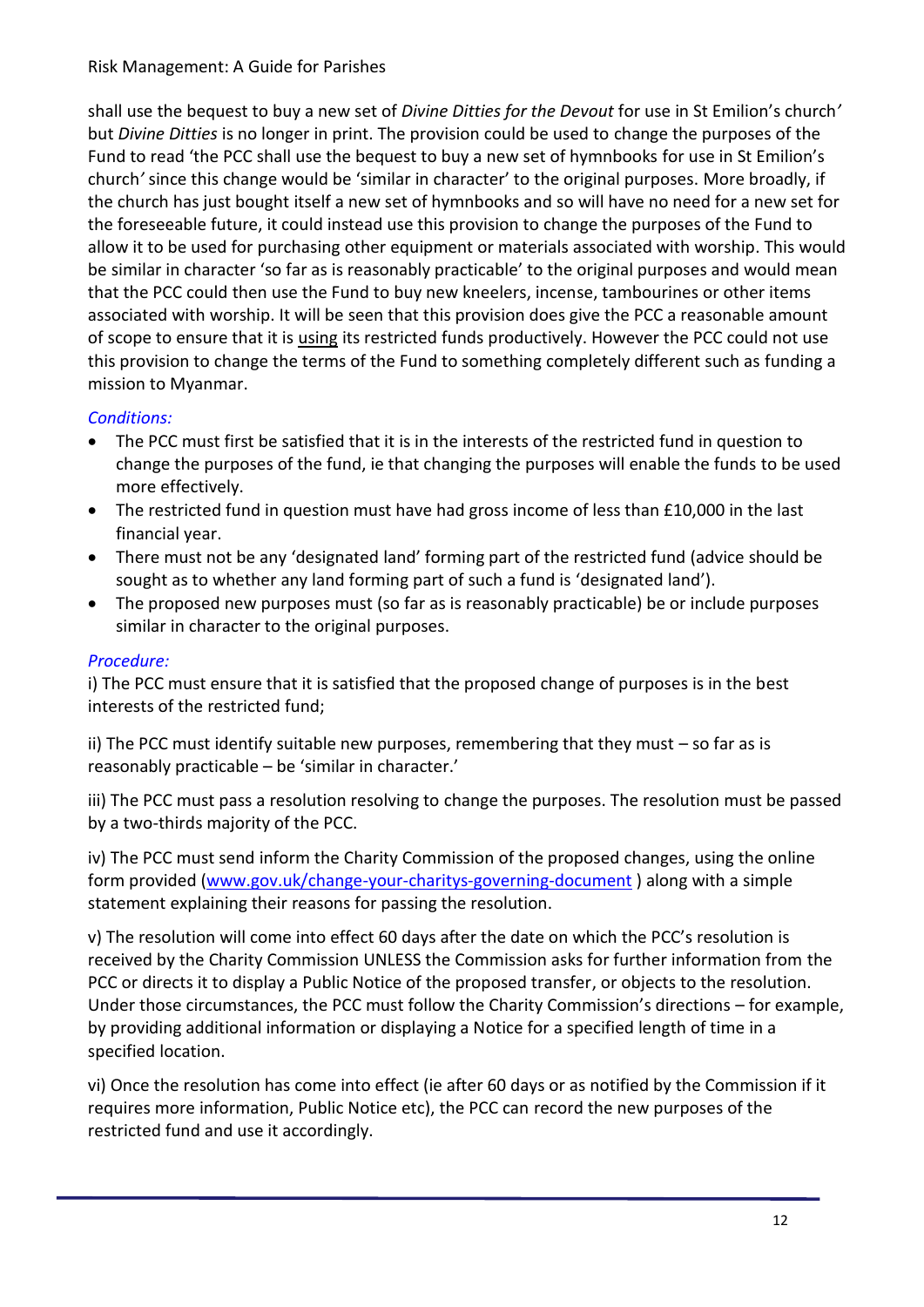shall use the bequest to buy a new set of *Divine Ditties for the Devout* for use in St Emilion's church' but *Divine Ditties* is no longer in print. The provision could be used to change the purposes of the Fund to read 'the PCC shall use the bequest to buy a new set of hymnbooks for use in St Emilion's church' since this change would be 'similar in character' to the original purposes. More broadly, if the church has just bought itself a new set of hymnbooks and so will have no need for a new set for the foreseeable future, it could instead use this provision to change the purposes of the Fund to allow it to be used for purchasing other equipment or materials associated with worship. This would be similar in character 'so far as is reasonably practicable' to the original purposes and would mean that the PCC could then use the Fund to buy new kneelers, incense, tambourines or other items associated with worship. It will be seen that this provision does give the PCC a reasonable amount of scope to ensure that it is <u>using</u> its restricted funds productively. However the PCC could not use this provision to change the terms of the Fund to something completely different such as funding a mission to Myanmar.

*Conditions:*

- The PCC must first be satisfied that it is in the interests of the restricted fund in question to change the purposes of the fund, ie that changing the purposes will enable the funds to be used more effectively.
- The restricted fund in question must have had gross income of less than £10,000 in the last financial year.
- There must not be any 'designated land' forming part of the restricted fund (advice should be sought as to whether any land forming part of such a fund is 'designated land').
- The proposed new purposes must (so far as is reasonably practicable) be or include purposes similar in character to the original purposes.

*Procedure:*

i) The PCC must ensure that it is satisfied that the proposed change of purposes is in the best interests of the restricted fund;

ii) The PCC must identify suitable new purposes, remembering that they must – so far as is reasonably practicable – be 'similar in character.'

iii) The PCC must pass a resolution resolving to change the purposes. The resolution must be passed by a two-thirds majority of the PCC.

iv) The PCC must send inform the Charity Commission of the proposed changes, using the online form provided ([www.gov.uk/change-your-charitys-governing-document](www.gov.uk/change-your-charitys-governing-document) ) along with a simple statement explaining their reasons for passing the resolution.

v) The resolution will come into effect 60 days after the date on which the PCC's resolution is received by the Charity Commission UNLESS the Commission asks for further information from the PCC or directs it to display a Public Notice of the proposed transfer, or objects to the resolution. Under those circumstances, the PCC must follow the Charity Commission's directions – for example, by providing additional information or displaying a Notice for a specified length of time in a specified location.

vi) Once the resolution has come into effect (ie after 60 days or as notified by the Commission if it requires more information, Public Notice etc), the PCC can record the new purposes of the restricted fund and use it accordingly.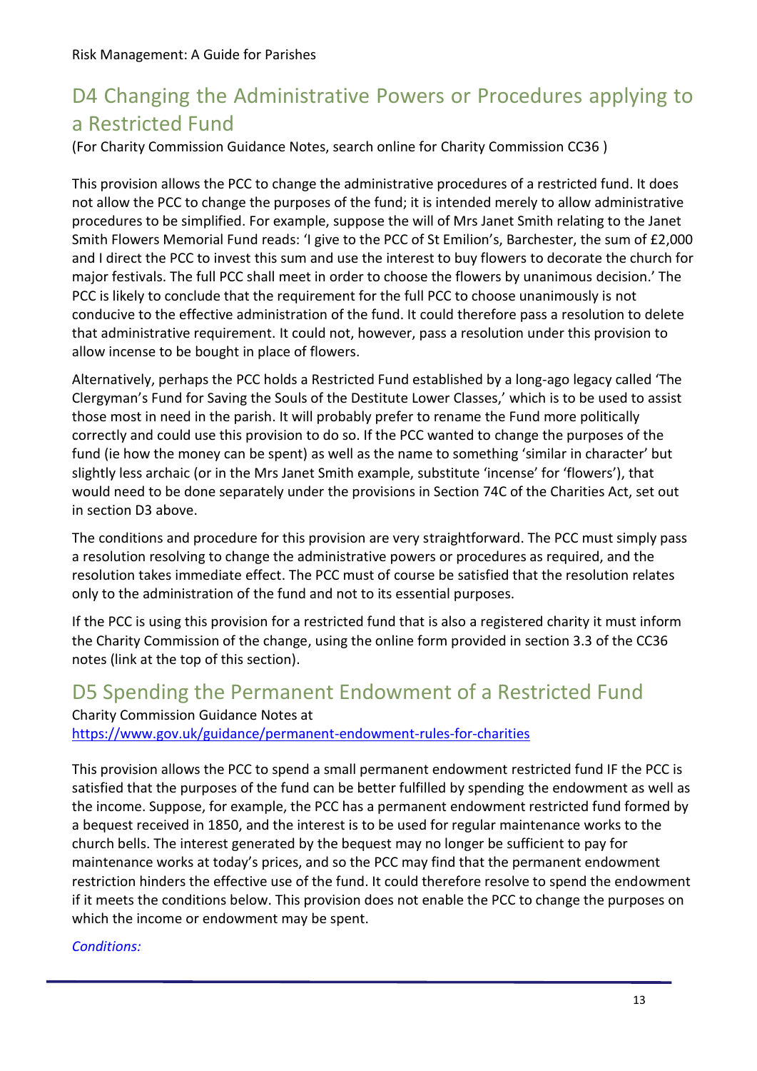## D4 Changing the Administrative Powers or Procedures applying to a Restricted Fund

(For Charity Commission Guidance Notes, search online for Charity Commission CC36 )

This provision allows the PCC to change the administrative procedures of a restricted fund. It does not allow the PCC to change the purposes of the fund; it is intended merely to allow administrative procedures to be simplified. For example, suppose the will of Mrs Janet Smith relating to the Janet Smith Flowers Memorial Fund reads: 'I give to the PCC of St Emilion's, Barchester, the sum of £2,000 and I direct the PCC to invest this sum and use the interest to buy flowers to decorate the church for major festivals. The full PCC shall meet in order to choose the flowers by unanimous decision.' The PCC is likely to conclude that the requirement for the full PCC to choose unanimously is not conducive to the effective administration of the fund. It could therefore pass a resolution to delete that administrative requirement. It could not, however, pass a resolution under this provision to allow incense to be bought in place of flowers.

Alternatively, perhaps the PCC holds a Restricted Fund established by a long-ago legacy called 'The Clergyman's Fund for Saving the Souls of the Destitute Lower Classes,' which is to be used to assist those most in need in the parish. It will probably prefer to rename the Fund more politically correctly and could use this provision to do so. If the PCC wanted to change the purposes of the fund (ie how the money can be spent) as well as the name to something 'similar in character' but slightly less archaic (or in the Mrs Janet Smith example, substitute 'incense' for 'flowers'), that would need to be done separately under the provisions in Section 74C of the Charities Act, set out in section D3 above.

The conditions and procedure for this provision are very straightforward. The PCC must simply pass a resolution resolving to change the administrative powers or procedures as required, and the resolution takes immediate effect. The PCC must of course be satisfied that the resolution relates only to the administration of the fund and not to its essential purposes.

If the PCC is using this provision for a restricted fund that is also a registered charity it must inform the Charity Commission of the change, using the online form provided in section 3.3 of the CC36 notes (link at the top of this section).

## D5 Spending the Permanent Endowment of a Restricted Fund

Charity Commission Guidance Notes at
https://www.gov.uk/guidance/permanent-endowment-rules-for-charities

This provision allows the PCC to spend a small permanent endowment restricted fund IF the PCC is satisfied that the purposes of the fund can be better fulfilled by spending the endowment as well as the income. Suppose, for example, the PCC has a permanent endowment restricted fund formed by a bequest received in 1850, and the interest is to be used for regular maintenance works to the church bells. The interest generated by the bequest may no longer be sufficient to pay for maintenance works at today's prices, and so the PCC may find that the permanent endowment restriction hinders the effective use of the fund. It could therefore resolve to spend the endowment if it meets the conditions below. This provision does not enable the PCC to change the purposes on which the income or endowment may be spent.

*Conditions:*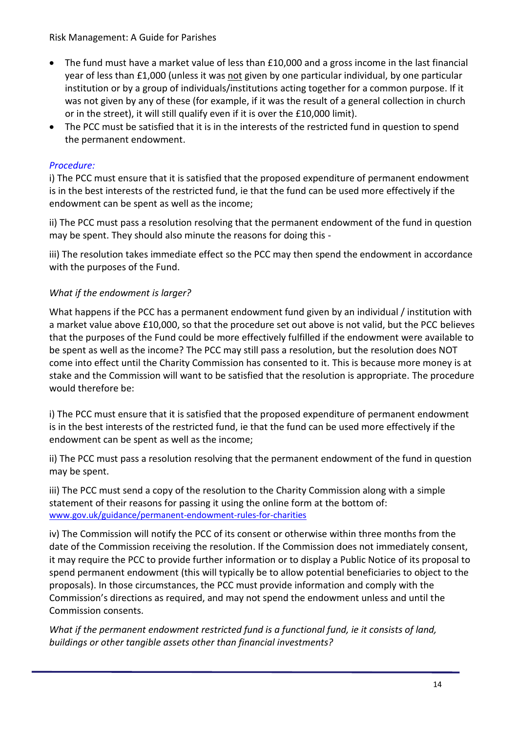- The fund must have a market value of less than £10,000 and a gross income in the last financial year of less than £1,000 (unless it was not given by one particular individual, by one particular institution or by a group of individuals/institutions acting together for a common purpose. If it was not given by any of these (for example, if it was the result of a general collection in church or in the street), it will still qualify even if it is over the £10,000 limit).
- The PCC must be satisfied that it is in the interests of the restricted fund in question to spend the permanent endowment.

*Procedure:*

i) The PCC must ensure that it is satisfied that the proposed expenditure of permanent endowment is in the best interests of the restricted fund, ie that the fund can be used more effectively if the endowment can be spent as well as the income;

ii) The PCC must pass a resolution resolving that the permanent endowment of the fund in question may be spent. They should also minute the reasons for doing this -

iii) The resolution takes immediate effect so the PCC may then spend the endowment in accordance with the purposes of the Fund.

*What if the endowment is larger?*

What happens if the PCC has a permanent endowment fund given by an individual / institution with a market value above £10,000, so that the procedure set out above is not valid, but the PCC believes that the purposes of the Fund could be more effectively fulfilled if the endowment were available to be spent as well as the income? The PCC may still pass a resolution, but the resolution does NOT come into effect until the Charity Commission has consented to it. This is because more money is at stake and the Commission will want to be satisfied that the resolution is appropriate. The procedure would therefore be:

i) The PCC must ensure that it is satisfied that the proposed expenditure of permanent endowment is in the best interests of the restricted fund, ie that the fund can be used more effectively if the endowment can be spent as well as the income;

ii) The PCC must pass a resolution resolving that the permanent endowment of the fund in question may be spent.

iii) The PCC must send a copy of the resolution to the Charity Commission along with a simple statement of their reasons for passing it using the online form at the bottom of: www.gov.uk/guidance/permanent-endowment-rules-for-charities

iv) The Commission will notify the PCC of its consent or otherwise within three months from the date of the Commission receiving the resolution. If the Commission does not immediately consent, it may require the PCC to provide further information or to display a Public Notice of its proposal to spend permanent endowment (this will typically be to allow potential beneficiaries to object to the proposals). In those circumstances, the PCC must provide information and comply with the Commission's directions as required, and may not spend the endowment unless and until the Commission consents.

*What if the permanent endowment restricted fund is a functional fund, ie it consists of land, buildings or other tangible assets other than financial investments?*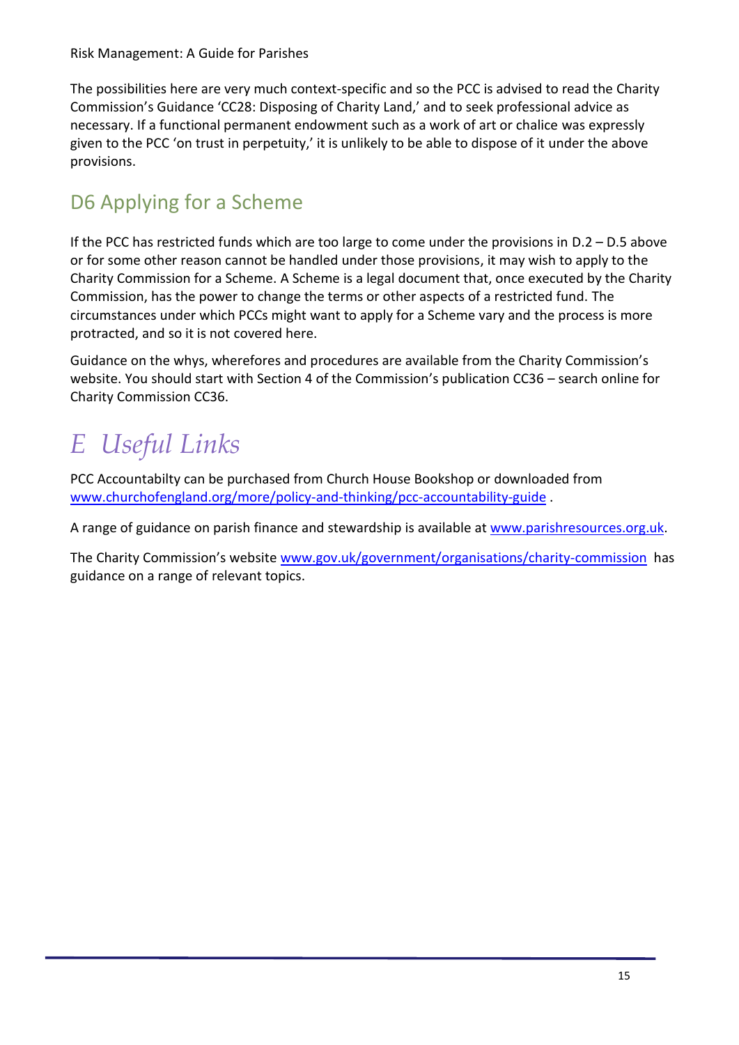The possibilities here are very much context-specific and so the PCC is advised to read the Charity Commission's Guidance 'CC28: Disposing of Charity Land,' and to seek professional advice as necessary. If a functional permanent endowment such as a work of art or chalice was expressly given to the PCC 'on trust in perpetuity,' it is unlikely to be able to dispose of it under the above provisions.

## D6 Applying for a Scheme

If the PCC has restricted funds which are too large to come under the provisions in D.2 – D.5 above or for some other reason cannot be handled under those provisions, it may wish to apply to the Charity Commission for a Scheme. A Scheme is a legal document that, once executed by the Charity Commission, has the power to change the terms or other aspects of a restricted fund. The circumstances under which PCCs might want to apply for a Scheme vary and the process is more protracted, and so it is not covered here.

Guidance on the whys, wherefores and procedures are available from the Charity Commission's website. You should start with Section 4 of the Commission's publication CC36 – search online for Charity Commission CC36.

# *E Useful Links*

PCC Accountabilty can be purchased from Church House Bookshop or downloaded from www.churchofengland.org/more/policy-and-thinking/pcc-accountability-guide .

A range of guidance on parish finance and stewardship is available at www.parishresources.org.uk.

The Charity Commission's website www.gov.uk/government/organisations/charity-commission has guidance on a range of relevant topics.